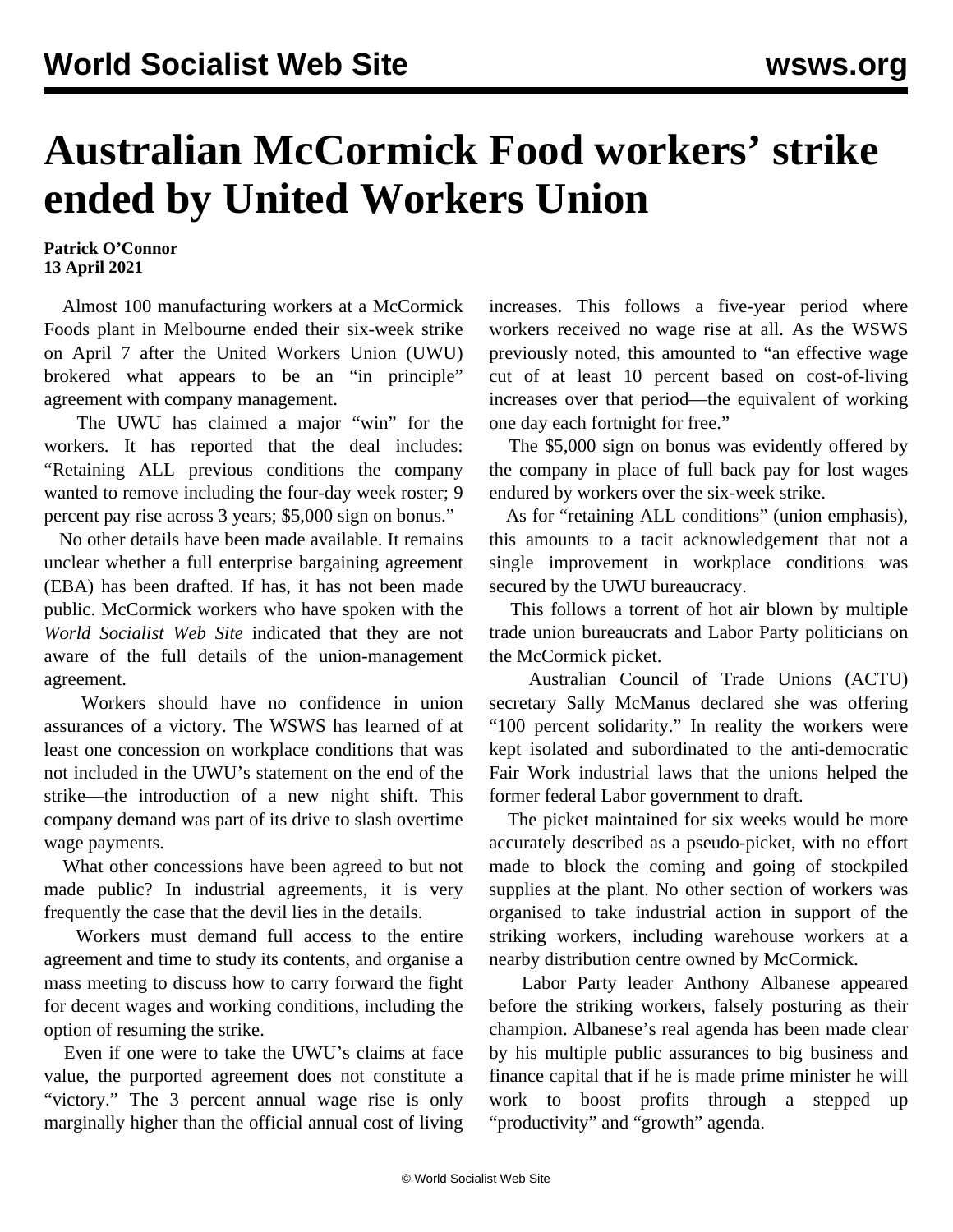# Australian McCormick Food workers' strike ended by United Workers Union

**Patrick O'Connor**
**13 April 2021**

Almost 100 manufacturing workers at a McCormick Foods plant in Melbourne ended their six-week strike on April 7 after the United Workers Union (UWU) brokered what appears to be an "in principle" agreement with company management.

The UWU has claimed a major "win" for the workers. It has reported that the deal includes: "Retaining ALL previous conditions the company wanted to remove including the four-day week roster; 9 percent pay rise across 3 years; $5,000 sign on bonus."

No other details have been made available. It remains unclear whether a full enterprise bargaining agreement (EBA) has been drafted. If has, it has not been made public. McCormick workers who have spoken with the *World Socialist Web Site* indicated that they are not aware of the full details of the union-management agreement.

Workers should have no confidence in union assurances of a victory. The WSWS has learned of at least one concession on workplace conditions that was not included in the UWU's statement on the end of the strike—the introduction of a new night shift. This company demand was part of its drive to slash overtime wage payments.

What other concessions have been agreed to but not made public? In industrial agreements, it is very frequently the case that the devil lies in the details.

Workers must demand full access to the entire agreement and time to study its contents, and organise a mass meeting to discuss how to carry forward the fight for decent wages and working conditions, including the option of resuming the strike.

Even if one were to take the UWU's claims at face value, the purported agreement does not constitute a "victory." The 3 percent annual wage rise is only marginally higher than the official annual cost of living increases. This follows a five-year period where workers received no wage rise at all. As the WSWS previously noted, this amounted to "an effective wage cut of at least 10 percent based on cost-of-living increases over that period—the equivalent of working one day each fortnight for free."

The $5,000 sign on bonus was evidently offered by the company in place of full back pay for lost wages endured by workers over the six-week strike.

As for "retaining ALL conditions" (union emphasis), this amounts to a tacit acknowledgement that not a single improvement in workplace conditions was secured by the UWU bureaucracy.

This follows a torrent of hot air blown by multiple trade union bureaucrats and Labor Party politicians on the McCormick picket.

Australian Council of Trade Unions (ACTU) secretary Sally McManus declared she was offering "100 percent solidarity." In reality the workers were kept isolated and subordinated to the anti-democratic Fair Work industrial laws that the unions helped the former federal Labor government to draft.

The picket maintained for six weeks would be more accurately described as a pseudo-picket, with no effort made to block the coming and going of stockpiled supplies at the plant. No other section of workers was organised to take industrial action in support of the striking workers, including warehouse workers at a nearby distribution centre owned by McCormick.

Labor Party leader Anthony Albanese appeared before the striking workers, falsely posturing as their champion. Albanese's real agenda has been made clear by his multiple public assurances to big business and finance capital that if he is made prime minister he will work to boost profits through a stepped up "productivity" and "growth" agenda.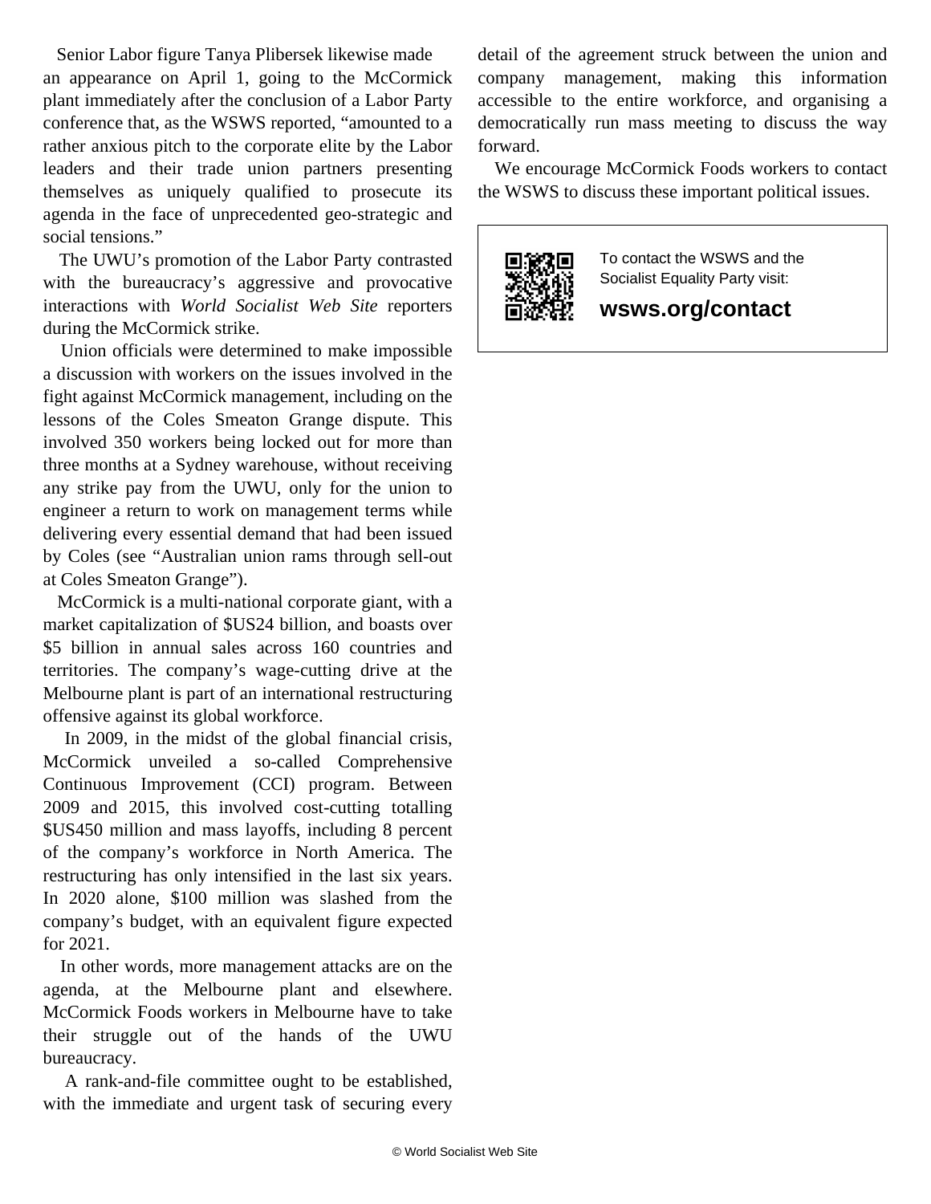Senior Labor figure Tanya Plibersek likewise made an appearance on April 1, going to the McCormick plant immediately after the conclusion of a Labor Party conference that, as the WSWS reported, "amounted to a rather anxious pitch to the corporate elite by the Labor leaders and their trade union partners presenting themselves as uniquely qualified to prosecute its agenda in the face of unprecedented geo-strategic and social tensions."

The UWU's promotion of the Labor Party contrasted with the bureaucracy's aggressive and provocative interactions with *World Socialist Web Site* reporters during the McCormick strike.

Union officials were determined to make impossible a discussion with workers on the issues involved in the fight against McCormick management, including on the lessons of the Coles Smeaton Grange dispute. This involved 350 workers being locked out for more than three months at a Sydney warehouse, without receiving any strike pay from the UWU, only for the union to engineer a return to work on management terms while delivering every essential demand that had been issued by Coles (see "Australian union rams through sell-out at Coles Smeaton Grange").

McCormick is a multi-national corporate giant, with a market capitalization of $US24 billion, and boasts over $5 billion in annual sales across 160 countries and territories. The company's wage-cutting drive at the Melbourne plant is part of an international restructuring offensive against its global workforce.

In 2009, in the midst of the global financial crisis, McCormick unveiled a so-called Comprehensive Continuous Improvement (CCI) program. Between 2009 and 2015, this involved cost-cutting totalling $US450 million and mass layoffs, including 8 percent of the company's workforce in North America. The restructuring has only intensified in the last six years. In 2020 alone, $100 million was slashed from the company's budget, with an equivalent figure expected for 2021.

In other words, more management attacks are on the agenda, at the Melbourne plant and elsewhere. McCormick Foods workers in Melbourne have to take their struggle out of the hands of the UWU bureaucracy.

A rank-and-file committee ought to be established, with the immediate and urgent task of securing every detail of the agreement struck between the union and company management, making this information accessible to the entire workforce, and organising a democratically run mass meeting to discuss the way forward.

We encourage McCormick Foods workers to contact the WSWS to discuss these important political issues.

To contact the WSWS and the Socialist Equality Party visit:

**wsws.org/contact**